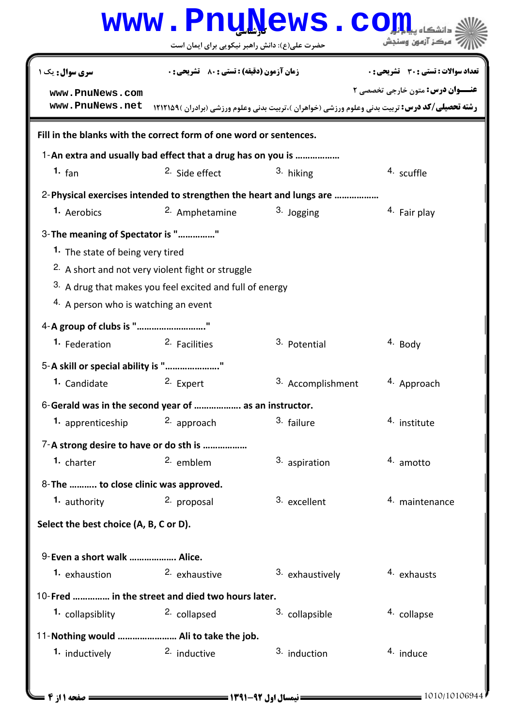**www.PnuNews.com**

کارشناسی

حضرت علی(ع): دانش راهبر نیکویی برای ایمان است

دانشگاه پیام نور
مرکز آزمون وسنجش

| سری سوال: یک ۱ | زمان آزمون (دقیقه) : تستی : ۸۰ تشریحی : ۰ | تعداد سوالات : تستی : ۳۰ تشریحی : ۰ |
|---|---|---|

www.PnuNews.com
www.PnuNews.net

**عنـــوان درس:** متون خارجی تخصصی ۲

**رشته تحصیلی/کد درس:** تربیت بدنی وعلوم ورزشی (خواهران )،تربیت بدنی وعلوم ورزشی (برادران )۱۲۱۲۱۵۹

**Fill in the blanks with the correct form of one word or sentences.**

1-**An extra and usually bad effect that a drug has on you is ………………**

1. fan
2. Side effect
3. hiking
4. scuffle

2-**Physical exercises intended to strengthen the heart and lungs are ………………**

1. Aerobics
2. Amphetamine
3. Jogging
4. Fair play

3-**The meaning of Spectator is "……………"**

1. The state of being very tired
2. A short and not very violent fight or struggle
3. A drug that makes you feel excited and full of energy
4. A person who is watching an event

4-**A group of clubs is "………………………"**

1. Federation
2. Facilities
3. Potential
4. Body

5-**A skill or special ability is "…………………"**

1. Candidate
2. Expert
3. Accomplishment
4. Approach

6-**Gerald was in the second year of ………………. as an instructor.**

1. apprenticeship
2. approach
3. failure
4. institute

7-**A strong desire to have or do sth is ………………**

1. charter
2. emblem
3. aspiration
4. amotto

8-**The ……….. to close clinic was approved.**

1. authority
2. proposal
3. excellent
4. maintenance

**Select the best choice (A, B, C or D).**

9-**Even a short walk ………………. Alice.**

1. exhaustion
2. exhaustive
3. exhaustively
4. exhausts

10-**Fred …………… in the street and died two hours later.**

1. collapsiblity
2. collapsed
3. collapsible
4. collapse

11-**Nothing would …………………… Ali to take the job.**

1. inductively
2. inductive
3. induction
4. induce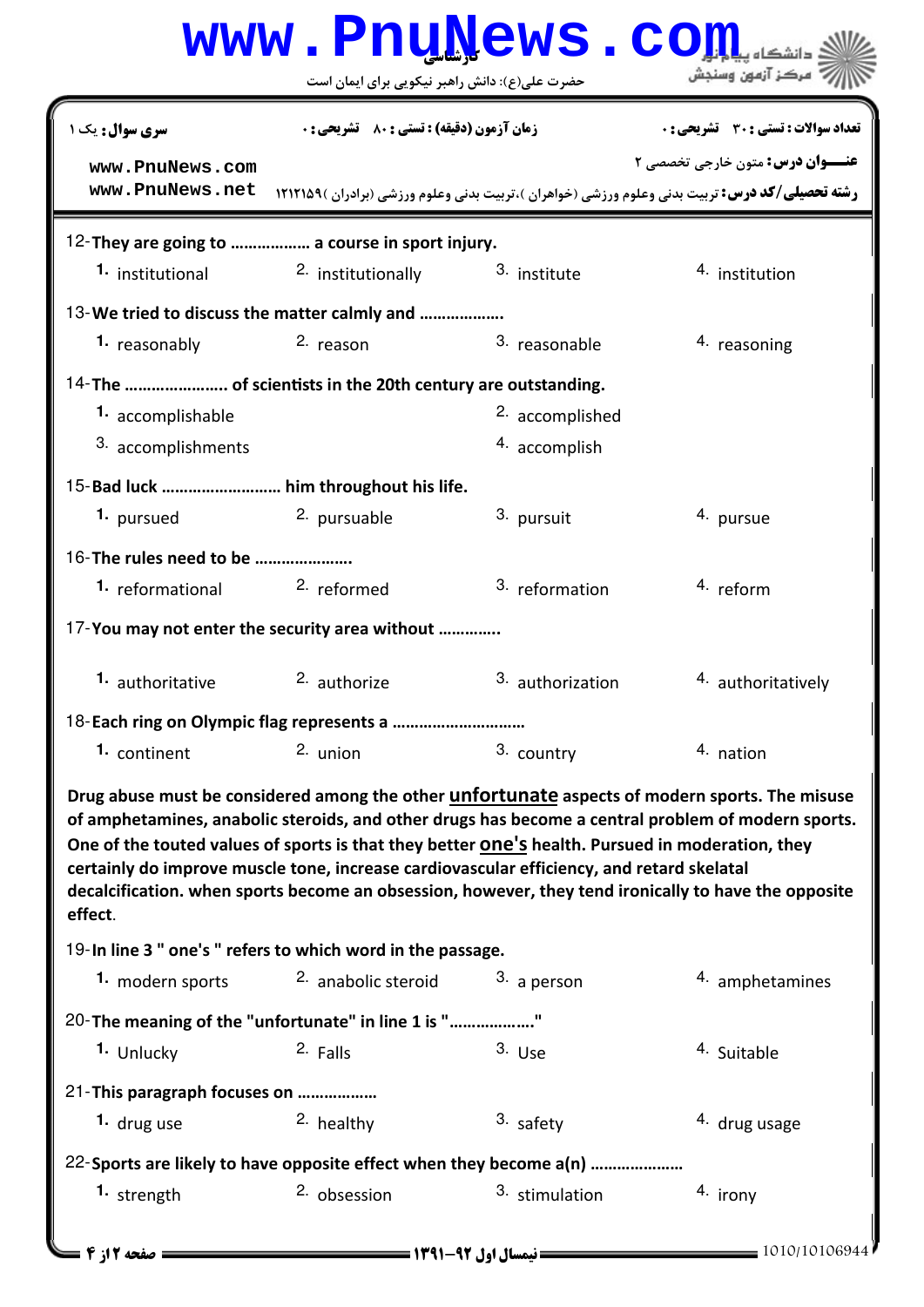| سری سوال: یک ۱ | زمان آزمون (دقیقه) : تستی : ۸۰ تشریحی : ۰ | تعداد سوالات : تستی : ۳۰ تشریحی : ۰ |
|---|---|---|

www.PnuNews.com
www.PnuNews.net

**عنـــوان درس:** متون خارجی تخصصی ۲

**رشته تحصیلی/کد درس:** تربیت بدنی وعلوم ورزشی (خواهران )،تربیت بدنی وعلوم ورزشی (برادران )۱۲۱۲۱۵۹

12-**They are going to ……………… a course in sport injury.**

1. institutional
2. institutionally
3. institute
4. institution

13-**We tried to discuss the matter calmly and ………………..**

1. reasonably
2. reason
3. reasonable
4. reasoning

14-**The ………………….. of scientists in the 20th century are outstanding.**

1. accomplishable
2. accomplished
3. accomplishments
4. accomplish

15-**Bad luck …………………….. him throughout his life.**

1. pursued
2. pursuable
3. pursuit
4. pursue

16-**The rules need to be ………………….**

1. reformational
2. reformed
3. reformation
4. reform

17-**You may not enter the security area without ………….**

1. authoritative
2. authorize
3. authorization
4. authoritatively

18-**Each ring on Olympic flag represents a ……………………….**

1. continent
2. union
3. country
4. nation

**Drug abuse must be considered among the other <u>unfortunate</u> aspects of modern sports. The misuse of amphetamines, anabolic steroids, and other drugs has become a central problem of modern sports. One of the touted values of sports is that they better <u>one's</u> health. Pursued in moderation, they certainly do improve muscle tone, increase cardiovascular efficiency, and retard skelatal decalcification. when sports become an obsession, however, they tend ironically to have the opposite effect.**

19-**In line 3 " one's " refers to which word in the passage.**

1. modern sports
2. anabolic steroid
3. a person
4. amphetamines

20-**The meaning of the "unfortunate" in line 1 is "………………."**

1. Unlucky
2. Falls
3. Use
4. Suitable

21-**This paragraph focuses on ………………**

1. drug use
2. healthy
3. safety
4. drug usage

22-**Sports are likely to have opposite effect when they become a(n) …………………**

1. strength
2. obsession
3. stimulation
4. irony

نیمسال اول ۹۲-۱۳۹۱

1010/10106944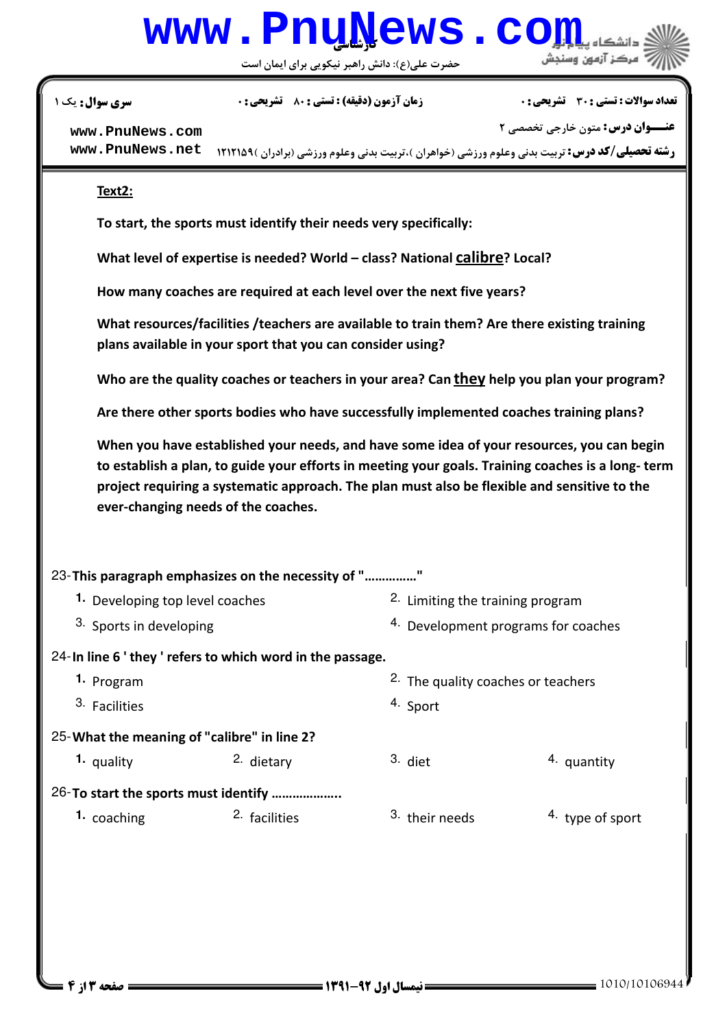**Text2:**

To start, the sports must identify their needs very specifically:

What level of expertise is needed? World – class? National <u>calibre</u>? Local?

How many coaches are required at each level over the next five years?

What resources/facilities /teachers are available to train them? Are there existing training plans available in your sport that you can consider using?

Who are the quality coaches or teachers in your area? Can <u>they</u> help you plan your program?

Are there other sports bodies who have successfully implemented coaches training plans?

When you have established your needs, and have some idea of your resources, you can begin to establish a plan, to guide your efforts in meeting your goals. Training coaches is a long- term project requiring a systematic approach. The plan must also be flexible and sensitive to the ever-changing needs of the coaches.

23-**This paragraph emphasizes on the necessity of "..............."**

1. Developing top level coaches
2. Limiting the training program
3. Sports in developing
4. Development programs for coaches

24-**In line 6 ' they ' refers to which word in the passage.**

1. Program
2. The quality coaches or teachers
3. Facilities
4. Sport

25-**What the meaning of "calibre" in line 2?**

1. quality
2. dietary
3. diet
4. quantity

26-**To start the sports must identify ....................**

1. coaching
2. facilities
3. their needs
4. type of sport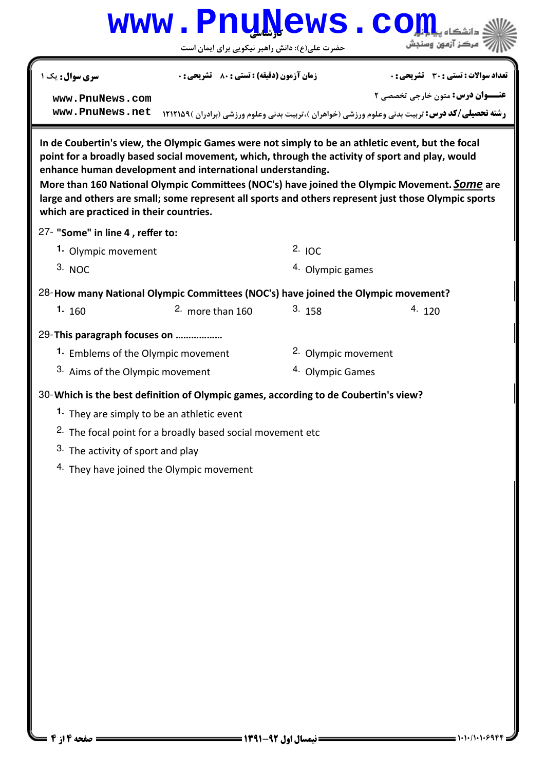In de Coubertin's view, the Olympic Games were not simply to be an athletic event, but the focal point for a broadly based social movement, which, through the activity of sport and play, would enhance human development and international understanding.

More than 160 National Olympic Committees (NOC's) have joined the Olympic Movement. ***Some*** are large and others are small; some represent all sports and others represent just those Olympic sports which are practiced in their countries.

27- **"Some" in line 4 , reffer to:**

1. Olympic movement
2. IOC
3. NOC
4. Olympic games

28- **How many National Olympic Committees (NOC's) have joined the Olympic movement?**

1. 160
2. more than 160
3. 158
4. 120

29- **This paragraph focuses on ..................**

1. Emblems of the Olympic movement
2. Olympic movement
3. Aims of the Olympic movement
4. Olympic Games

30- **Which is the best definition of Olympic games, according to de Coubertin's view?**

1. They are simply to be an athletic event
2. The focal point for a broadly based social movement etc
3. The activity of sport and play
4. They have joined the Olympic movement